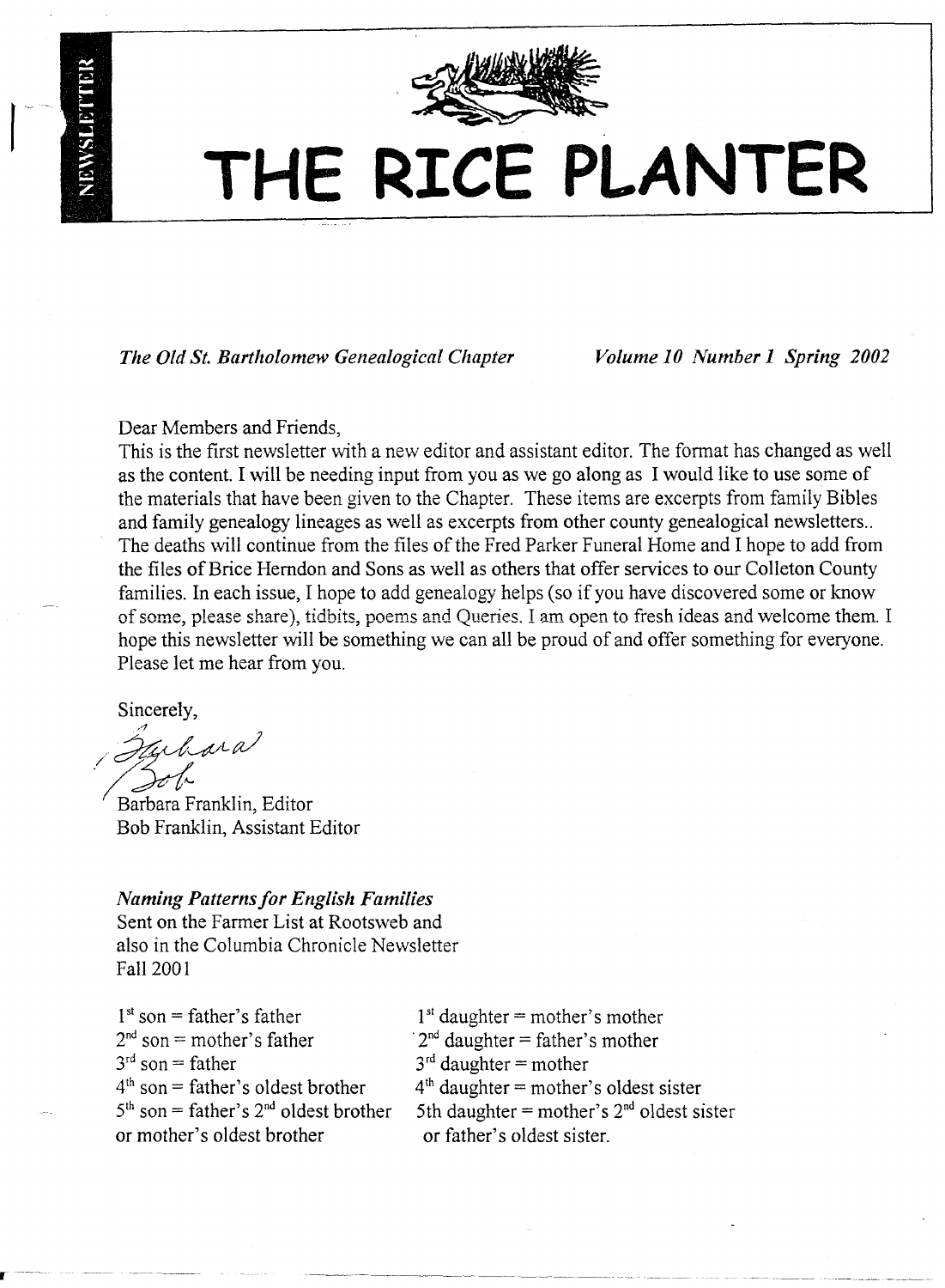# THE RICE PLANTER

NEWSLETTER

*The Old St. Bartholomew Genealogical Chapter* *Volume 10 Number 1 Spring 2002*

Dear Members and Friends,

This is the first newsletter with a new editor and assistant editor. The format has changed as well as the content. I will be needing input from you as we go along as I would like to use some of the materials that have been given to the Chapter. These items are excerpts from family Bibles and family genealogy lineages as well as excerpts from other county genealogical newsletters.. The deaths will continue from the files of the Fred Parker Funeral Home and I hope to add from the files of Brice Herndon and Sons as well as others that offer services to our Colleton County families. In each issue, I hope to add genealogy helps (so if you have discovered some or know of some, please share), tidbits, poems and Queries. I am open to fresh ideas and welcome them. I hope this newsletter will be something we can all be proud of and offer something for everyone. Please let me hear from you.

Sincerely,

Barbara
Bob

Barbara Franklin, Editor
Bob Franklin, Assistant Editor

***Naming Patterns for English Families***
Sent on the Farmer List at Rootsweb and also in the Columbia Chronicle Newsletter Fall 2001

1st son = father's father
2nd son = mother's father
3rd son = father
4th son = father's oldest brother
5th son = father's 2nd oldest brother or mother's oldest brother

1st daughter = mother's mother
2nd daughter = father's mother
3rd daughter = mother
4th daughter = mother's oldest sister
5th daughter = mother's 2nd oldest sister or father's oldest sister.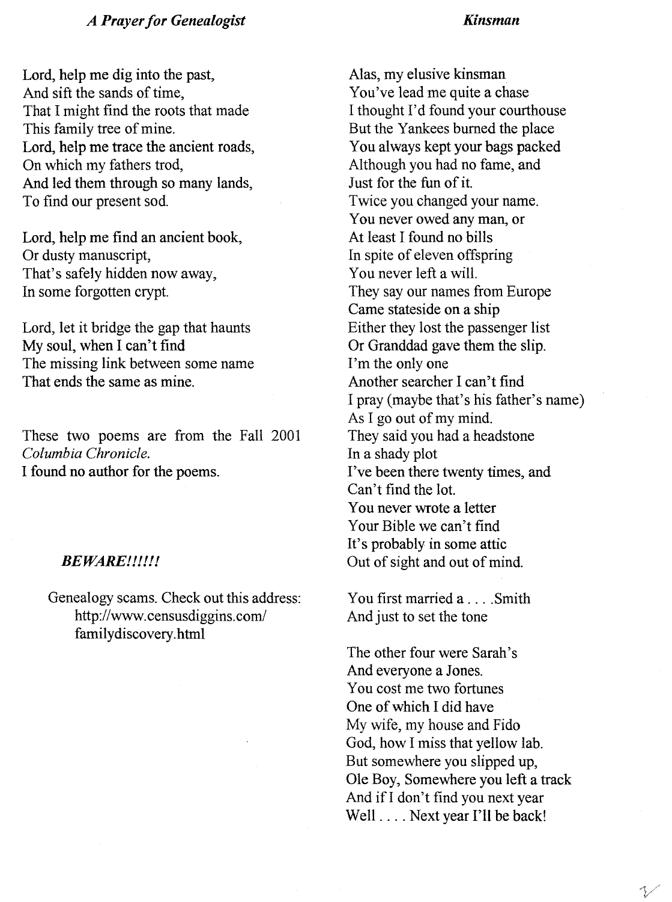### *A Prayer for Genealogist*

Lord, help me dig into the past,
And sift the sands of time,
That I might find the roots that made
This family tree of mine.
Lord, help me trace the ancient roads,
On which my fathers trod,
And led them through so many lands,
To find our present sod.

Lord, help me find an ancient book,
Or dusty manuscript,
That's safely hidden now away,
In some forgotten crypt.

Lord, let it bridge the gap that haunts
My soul, when I can't find
The missing link between some name
That ends the same as mine.

These two poems are from the Fall 2001 *Columbia Chronicle*.
I found no author for the poems.

### *BEWARE!!!!!!*

Genealogy scams. Check out this address:
http://www.censusdiggins.com/familydiscovery.html

### *Kinsman*

Alas, my elusive kinsman
You've lead me quite a chase
I thought I'd found your courthouse
But the Yankees burned the place
You always kept your bags packed
Although you had no fame, and
Just for the fun of it.
Twice you changed your name.
You never owed any man, or
At least I found no bills
In spite of eleven offspring
You never left a will.
They say our names from Europe
Came stateside on a ship
Either they lost the passenger list
Or Granddad gave them the slip.
I'm the only one
Another searcher I can't find
I pray (maybe that's his father's name)
As I go out of my mind.
They said you had a headstone
In a shady plot
I've been there twenty times, and
Can't find the lot.
You never wrote a letter
Your Bible we can't find
It's probably in some attic
Out of sight and out of mind.

You first married a . . . .Smith
And just to set the tone

The other four were Sarah's
And everyone a Jones.
You cost me two fortunes
One of which I did have
My wife, my house and Fido
God, how I miss that yellow lab.
But somewhere you slipped up,
Ole Boy, Somewhere you left a track
And if I don't find you next year
Well . . . . Next year I'll be back!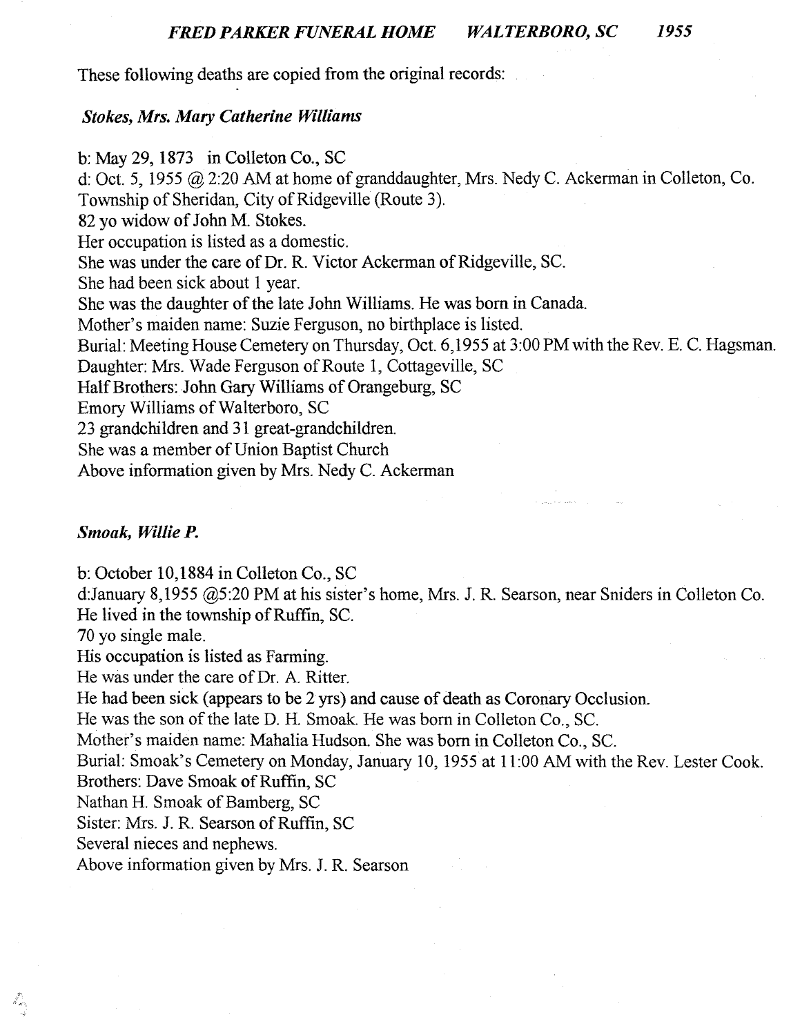These following deaths are copied from the original records:

### *Stokes, Mrs. Mary Catherine Williams*

b: May 29, 1873 in Colleton Co., SC
d: Oct. 5, 1955 @ 2:20 AM at home of granddaughter, Mrs. Nedy C. Ackerman in Colleton, Co.
Township of Sheridan, City of Ridgeville (Route 3).
82 yo widow of John M. Stokes.
Her occupation is listed as a domestic.
She was under the care of Dr. R. Victor Ackerman of Ridgeville, SC.
She had been sick about 1 year.
She was the daughter of the late John Williams. He was born in Canada.
Mother's maiden name: Suzie Ferguson, no birthplace is listed.
Burial: Meeting House Cemetery on Thursday, Oct. 6,1955 at 3:00 PM with the Rev. E. C. Hagsman.
Daughter: Mrs. Wade Ferguson of Route 1, Cottageville, SC
Half Brothers: John Gary Williams of Orangeburg, SC
Emory Williams of Walterboro, SC
23 grandchildren and 31 great-grandchildren.
She was a member of Union Baptist Church
Above information given by Mrs. Nedy C. Ackerman

### *Smoak, Willie P.*

b: October 10,1884 in Colleton Co., SC
d:January 8,1955 @5:20 PM at his sister's home, Mrs. J. R. Searson, near Sniders in Colleton Co.
He lived in the township of Ruffin, SC.
70 yo single male.
His occupation is listed as Farming.
He was under the care of Dr. A. Ritter.
He had been sick (appears to be 2 yrs) and cause of death as Coronary Occlusion.
He was the son of the late D. H. Smoak. He was born in Colleton Co., SC.
Mother's maiden name: Mahalia Hudson. She was born in Colleton Co., SC.
Burial: Smoak's Cemetery on Monday, January 10, 1955 at 11:00 AM with the Rev. Lester Cook.
Brothers: Dave Smoak of Ruffin, SC
Nathan H. Smoak of Bamberg, SC
Sister: Mrs. J. R. Searson of Ruffin, SC
Several nieces and nephews.
Above information given by Mrs. J. R. Searson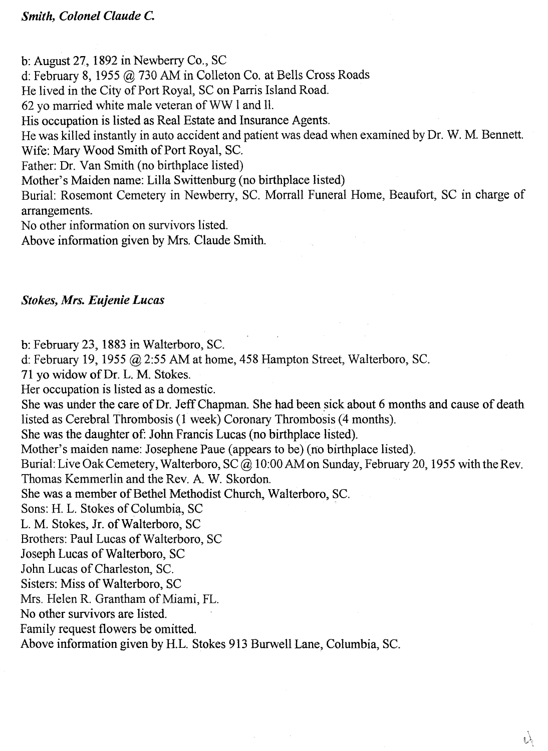***Smith, Colonel Claude C.***

b: August 27, 1892 in Newberry Co., SC
d: February 8, 1955 @ 730 AM in Colleton Co. at Bells Cross Roads
He lived in the City of Port Royal, SC on Parris Island Road.
62 yo married white male veteran of WW I and II.
His occupation is listed as Real Estate and Insurance Agents.
He was killed instantly in auto accident and patient was dead when examined by Dr. W. M. Bennett.
Wife: Mary Wood Smith of Port Royal, SC.
Father: Dr. Van Smith (no birthplace listed)
Mother's Maiden name: Lilla Swittenburg (no birthplace listed)
Burial: Rosemont Cemetery in Newberry, SC. Morrall Funeral Home, Beaufort, SC in charge of arrangements.
No other information on survivors listed.
Above information given by Mrs. Claude Smith.

***Stokes, Mrs. Eujenie Lucas***

b: February 23, 1883 in Walterboro, SC.
d: February 19, 1955 @ 2:55 AM at home, 458 Hampton Street, Walterboro, SC.
71 yo widow of Dr. L. M. Stokes.
Her occupation is listed as a domestic.
She was under the care of Dr. Jeff Chapman. She had been sick about 6 months and cause of death listed as Cerebral Thrombosis (1 week) Coronary Thrombosis (4 months).
She was the daughter of: John Francis Lucas (no birthplace listed).
Mother's maiden name: Josephene Paue (appears to be) (no birthplace listed).
Burial: Live Oak Cemetery, Walterboro, SC @ 10:00 AM on Sunday, February 20, 1955 with the Rev. Thomas Kemmerlin and the Rev. A. W. Skordon.
She was a member of Bethel Methodist Church, Walterboro, SC.
Sons: H. L. Stokes of Columbia, SC
L. M. Stokes, Jr. of Walterboro, SC
Brothers: Paul Lucas of Walterboro, SC
Joseph Lucas of Walterboro, SC
John Lucas of Charleston, SC.
Sisters: Miss of Walterboro, SC
Mrs. Helen R. Grantham of Miami, FL.
No other survivors are listed.
Family request flowers be omitted.
Above information given by H.L. Stokes 913 Burwell Lane, Columbia, SC.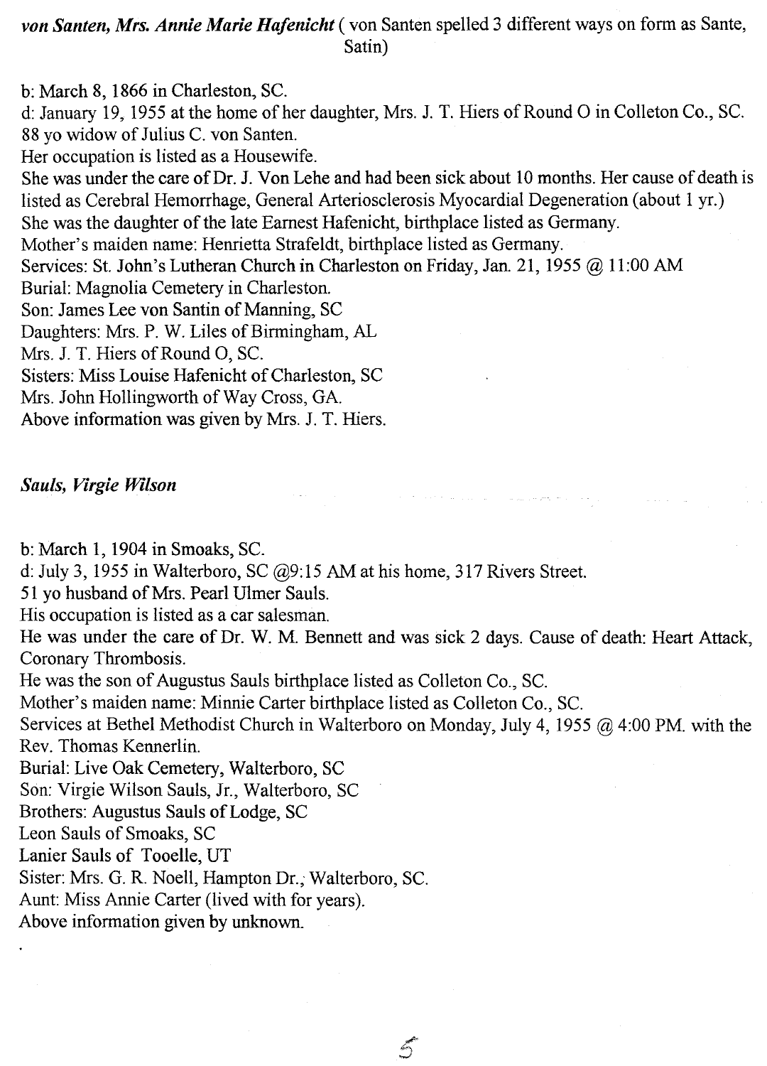***von Santen, Mrs. Annie Marie Hafenicht*** ( von Santen spelled 3 different ways on form as Sante, Satin)

b: March 8, 1866 in Charleston, SC.
d: January 19, 1955 at the home of her daughter, Mrs. J. T. Hiers of Round O in Colleton Co., SC.
88 yo widow of Julius C. von Santen.
Her occupation is listed as a Housewife.
She was under the care of Dr. J. Von Lehe and had been sick about 10 months. Her cause of death is listed as Cerebral Hemorrhage, General Arteriosclerosis Myocardial Degeneration (about 1 yr.)
She was the daughter of the late Earnest Hafenicht, birthplace listed as Germany.
Mother's maiden name: Henrietta Strafeldt, birthplace listed as Germany.
Services: St. John's Lutheran Church in Charleston on Friday, Jan. 21, 1955 @ 11:00 AM
Burial: Magnolia Cemetery in Charleston.
Son: James Lee von Santin of Manning, SC
Daughters: Mrs. P. W. Liles of Birmingham, AL
Mrs. J. T. Hiers of Round O, SC.
Sisters: Miss Louise Hafenicht of Charleston, SC
Mrs. John Hollingworth of Way Cross, GA.
Above information was given by Mrs. J. T. Hiers.

***Sauls, Virgie Wilson***

b: March 1, 1904 in Smoaks, SC.
d: July 3, 1955 in Walterboro, SC @9:15 AM at his home, 317 Rivers Street.
51 yo husband of Mrs. Pearl Ulmer Sauls.
His occupation is listed as a car salesman.
He was under the care of Dr. W. M. Bennett and was sick 2 days. Cause of death: Heart Attack, Coronary Thrombosis.
He was the son of Augustus Sauls birthplace listed as Colleton Co., SC.
Mother's maiden name: Minnie Carter birthplace listed as Colleton Co., SC.
Services at Bethel Methodist Church in Walterboro on Monday, July 4, 1955 @ 4:00 PM. with the Rev. Thomas Kennerlin.
Burial: Live Oak Cemetery, Walterboro, SC
Son: Virgie Wilson Sauls, Jr., Walterboro, SC
Brothers: Augustus Sauls of Lodge, SC
Leon Sauls of Smoaks, SC
Lanier Sauls of Tooelle, UT
Sister: Mrs. G. R. Noell, Hampton Dr., Walterboro, SC.
Aunt: Miss Annie Carter (lived with for years).
Above information given by unknown.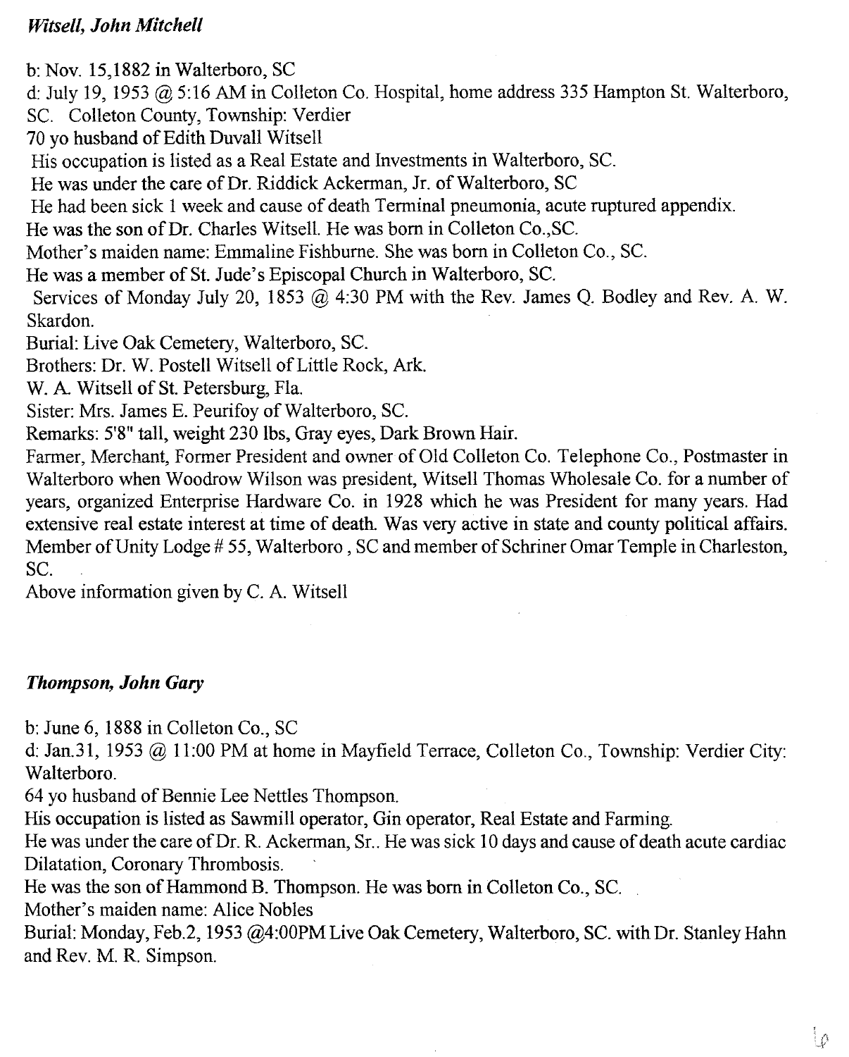### *Witsell, John Mitchell*

b: Nov. 15,1882 in Walterboro, SC
d: July 19, 1953 @ 5:16 AM in Colleton Co. Hospital, home address 335 Hampton St. Walterboro, SC. Colleton County, Township: Verdier
70 yo husband of Edith Duvall Witsell
His occupation is listed as a Real Estate and Investments in Walterboro, SC.
He was under the care of Dr. Riddick Ackerman, Jr. of Walterboro, SC
He had been sick 1 week and cause of death Terminal pneumonia, acute ruptured appendix.
He was the son of Dr. Charles Witsell. He was born in Colleton Co.,SC.
Mother's maiden name: Emmaline Fishburne. She was born in Colleton Co., SC.
He was a member of St. Jude's Episcopal Church in Walterboro, SC.
Services of Monday July 20, 1853 @ 4:30 PM with the Rev. James Q. Bodley and Rev. A. W. Skardon.
Burial: Live Oak Cemetery, Walterboro, SC.
Brothers: Dr. W. Postell Witsell of Little Rock, Ark.
W. A. Witsell of St. Petersburg, Fla.
Sister: Mrs. James E. Peurifoy of Walterboro, SC.
Remarks: 5'8" tall, weight 230 lbs, Gray eyes, Dark Brown Hair.
Farmer, Merchant, Former President and owner of Old Colleton Co. Telephone Co., Postmaster in Walterboro when Woodrow Wilson was president, Witsell Thomas Wholesale Co. for a number of years, organized Enterprise Hardware Co. in 1928 which he was President for many years. Had extensive real estate interest at time of death. Was very active in state and county political affairs. Member of Unity Lodge # 55, Walterboro , SC and member of Schriner Omar Temple in Charleston, SC.
Above information given by C. A. Witsell

### *Thompson, John Gary*

b: June 6, 1888 in Colleton Co., SC
d: Jan.31, 1953 @ 11:00 PM at home in Mayfield Terrace, Colleton Co., Township: Verdier City: Walterboro.
64 yo husband of Bennie Lee Nettles Thompson.
His occupation is listed as Sawmill operator, Gin operator, Real Estate and Farming.
He was under the care of Dr. R. Ackerman, Sr.. He was sick 10 days and cause of death acute cardiac Dilatation, Coronary Thrombosis.
He was the son of Hammond B. Thompson. He was born in Colleton Co., SC.
Mother's maiden name: Alice Nobles
Burial: Monday, Feb.2, 1953 @4:00PM Live Oak Cemetery, Walterboro, SC. with Dr. Stanley Hahn and Rev. M. R. Simpson.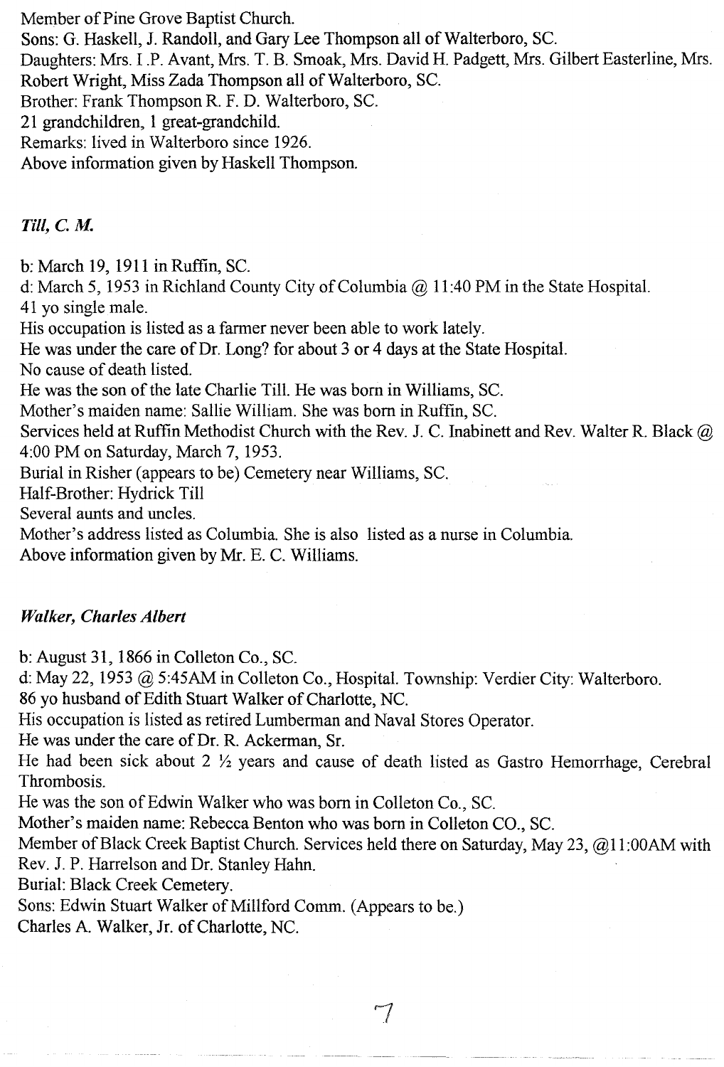Member of Pine Grove Baptist Church.
Sons: G. Haskell, J. Randoll, and Gary Lee Thompson all of Walterboro, SC.
Daughters: Mrs. I .P. Avant, Mrs. T. B. Smoak, Mrs. David H. Padgett, Mrs. Gilbert Easterline, Mrs. Robert Wright, Miss Zada Thompson all of Walterboro, SC.
Brother: Frank Thompson R. F. D. Walterboro, SC.
21 grandchildren, 1 great-grandchild.
Remarks: lived in Walterboro since 1926.
Above information given by Haskell Thompson.

### *Till, C. M.*

b: March 19, 1911 in Ruffin, SC.
d: March 5, 1953 in Richland County City of Columbia @ 11:40 PM in the State Hospital.
41 yo single male.
His occupation is listed as a farmer never been able to work lately.
He was under the care of Dr. Long? for about 3 or 4 days at the State Hospital.
No cause of death listed.
He was the son of the late Charlie Till. He was born in Williams, SC.
Mother's maiden name: Sallie William. She was born in Ruffin, SC.
Services held at Ruffin Methodist Church with the Rev. J. C. Inabinett and Rev. Walter R. Black @ 4:00 PM on Saturday, March 7, 1953.
Burial in Risher (appears to be) Cemetery near Williams, SC.
Half-Brother: Hydrick Till
Several aunts and uncles.
Mother's address listed as Columbia. She is also listed as a nurse in Columbia.
Above information given by Mr. E. C. Williams.

### *Walker, Charles Albert*

b: August 31, 1866 in Colleton Co., SC.
d: May 22, 1953 @ 5:45AM in Colleton Co., Hospital. Township: Verdier City: Walterboro.
86 yo husband of Edith Stuart Walker of Charlotte, NC.
His occupation is listed as retired Lumberman and Naval Stores Operator.
He was under the care of Dr. R. Ackerman, Sr.
He had been sick about 2 ½ years and cause of death listed as Gastro Hemorrhage, Cerebral Thrombosis.
He was the son of Edwin Walker who was born in Colleton Co., SC.
Mother's maiden name: Rebecca Benton who was born in Colleton CO., SC.
Member of Black Creek Baptist Church. Services held there on Saturday, May 23, @11:00AM with Rev. J. P. Harrelson and Dr. Stanley Hahn.
Burial: Black Creek Cemetery.
Sons: Edwin Stuart Walker of Millford Comm. (Appears to be.)
Charles A. Walker, Jr. of Charlotte, NC.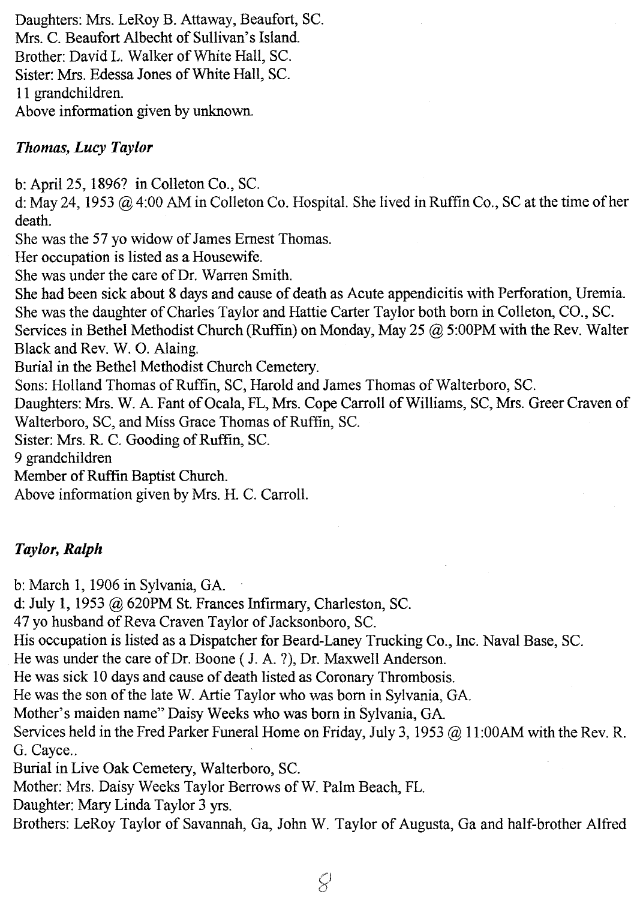Daughters: Mrs. LeRoy B. Attaway, Beaufort, SC.
Mrs. C. Beaufort Albecht of Sullivan's Island.
Brother: David L. Walker of White Hall, SC.
Sister: Mrs. Edessa Jones of White Hall, SC.
11 grandchildren.
Above information given by unknown.

### *Thomas, Lucy Taylor*

b: April 25, 1896? in Colleton Co., SC.
d: May 24, 1953 @ 4:00 AM in Colleton Co. Hospital. She lived in Ruffin Co., SC at the time of her death.
She was the 57 yo widow of James Ernest Thomas.
Her occupation is listed as a Housewife.
She was under the care of Dr. Warren Smith.
She had been sick about 8 days and cause of death as Acute appendicitis with Perforation, Uremia.
She was the daughter of Charles Taylor and Hattie Carter Taylor both born in Colleton, CO., SC.
Services in Bethel Methodist Church (Ruffin) on Monday, May 25 @ 5:00PM with the Rev. Walter Black and Rev. W. O. Alaing.
Burial in the Bethel Methodist Church Cemetery.
Sons: Holland Thomas of Ruffin, SC, Harold and James Thomas of Walterboro, SC.
Daughters: Mrs. W. A. Fant of Ocala, FL, Mrs. Cope Carroll of Williams, SC, Mrs. Greer Craven of Walterboro, SC, and Miss Grace Thomas of Ruffin, SC.
Sister: Mrs. R. C. Gooding of Ruffin, SC.
9 grandchildren
Member of Ruffin Baptist Church.
Above information given by Mrs. H. C. Carroll.

### *Taylor, Ralph*

b: March 1, 1906 in Sylvania, GA.
d: July 1, 1953 @ 620PM St. Frances Infirmary, Charleston, SC.
47 yo husband of Reva Craven Taylor of Jacksonboro, SC.
His occupation is listed as a Dispatcher for Beard-Laney Trucking Co., Inc. Naval Base, SC.
He was under the care of Dr. Boone ( J. A. ?), Dr. Maxwell Anderson.
He was sick 10 days and cause of death listed as Coronary Thrombosis.
He was the son of the late W. Artie Taylor who was born in Sylvania, GA.
Mother's maiden name" Daisy Weeks who was born in Sylvania, GA.
Services held in the Fred Parker Funeral Home on Friday, July 3, 1953 @ 11:00AM with the Rev. R. G. Cayce..
Burial in Live Oak Cemetery, Walterboro, SC.
Mother: Mrs. Daisy Weeks Taylor Berrows of W. Palm Beach, FL.
Daughter: Mary Linda Taylor 3 yrs.
Brothers: LeRoy Taylor of Savannah, Ga, John W. Taylor of Augusta, Ga and half-brother Alfred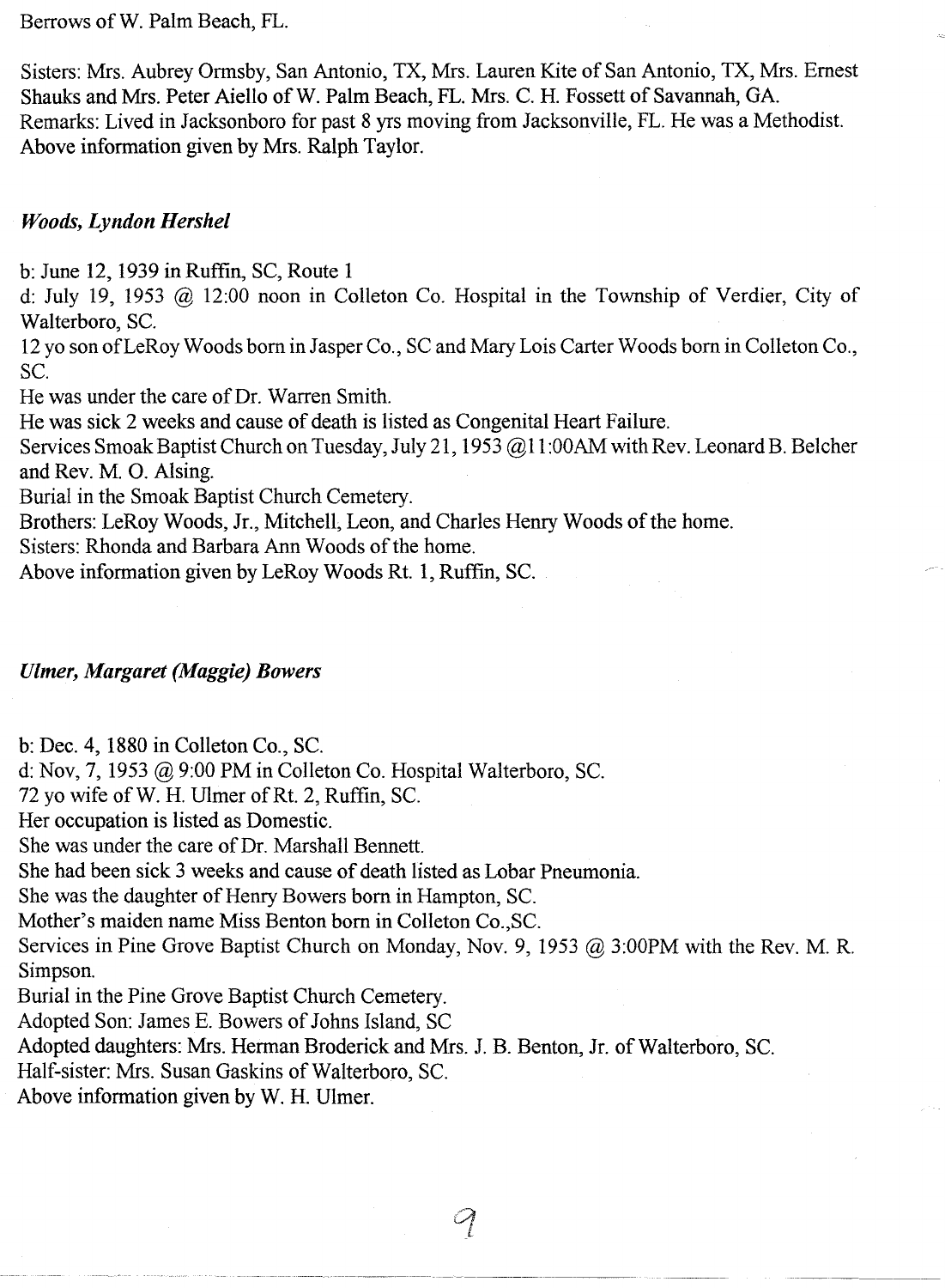Berrows of W. Palm Beach, FL.

Sisters: Mrs. Aubrey Ormsby, San Antonio, TX, Mrs. Lauren Kite of San Antonio, TX, Mrs. Ernest Shauks and Mrs. Peter Aiello of W. Palm Beach, FL. Mrs. C. H. Fossett of Savannah, GA.
Remarks: Lived in Jacksonboro for past 8 yrs moving from Jacksonville, FL. He was a Methodist.
Above information given by Mrs. Ralph Taylor.

### *Woods, Lyndon Hershel*

b: June 12, 1939 in Ruffin, SC, Route 1
d: July 19, 1953 @ 12:00 noon in Colleton Co. Hospital in the Township of Verdier, City of Walterboro, SC.
12 yo son of LeRoy Woods born in Jasper Co., SC and Mary Lois Carter Woods born in Colleton Co., SC.
He was under the care of Dr. Warren Smith.
He was sick 2 weeks and cause of death is listed as Congenital Heart Failure.
Services Smoak Baptist Church on Tuesday, July 21, 1953 @11:00AM with Rev. Leonard B. Belcher and Rev. M. O. Alsing.
Burial in the Smoak Baptist Church Cemetery.
Brothers: LeRoy Woods, Jr., Mitchell, Leon, and Charles Henry Woods of the home.
Sisters: Rhonda and Barbara Ann Woods of the home.
Above information given by LeRoy Woods Rt. 1, Ruffin, SC.

### *Ulmer, Margaret (Maggie) Bowers*

b: Dec. 4, 1880 in Colleton Co., SC.
d: Nov, 7, 1953 @ 9:00 PM in Colleton Co. Hospital Walterboro, SC.
72 yo wife of W. H. Ulmer of Rt. 2, Ruffin, SC.
Her occupation is listed as Domestic.
She was under the care of Dr. Marshall Bennett.
She had been sick 3 weeks and cause of death listed as Lobar Pneumonia.
She was the daughter of Henry Bowers born in Hampton, SC.
Mother's maiden name Miss Benton born in Colleton Co.,SC.
Services in Pine Grove Baptist Church on Monday, Nov. 9, 1953 @ 3:00PM with the Rev. M. R. Simpson.
Burial in the Pine Grove Baptist Church Cemetery.
Adopted Son: James E. Bowers of Johns Island, SC
Adopted daughters: Mrs. Herman Broderick and Mrs. J. B. Benton, Jr. of Walterboro, SC.
Half-sister: Mrs. Susan Gaskins of Walterboro, SC.
Above information given by W. H. Ulmer.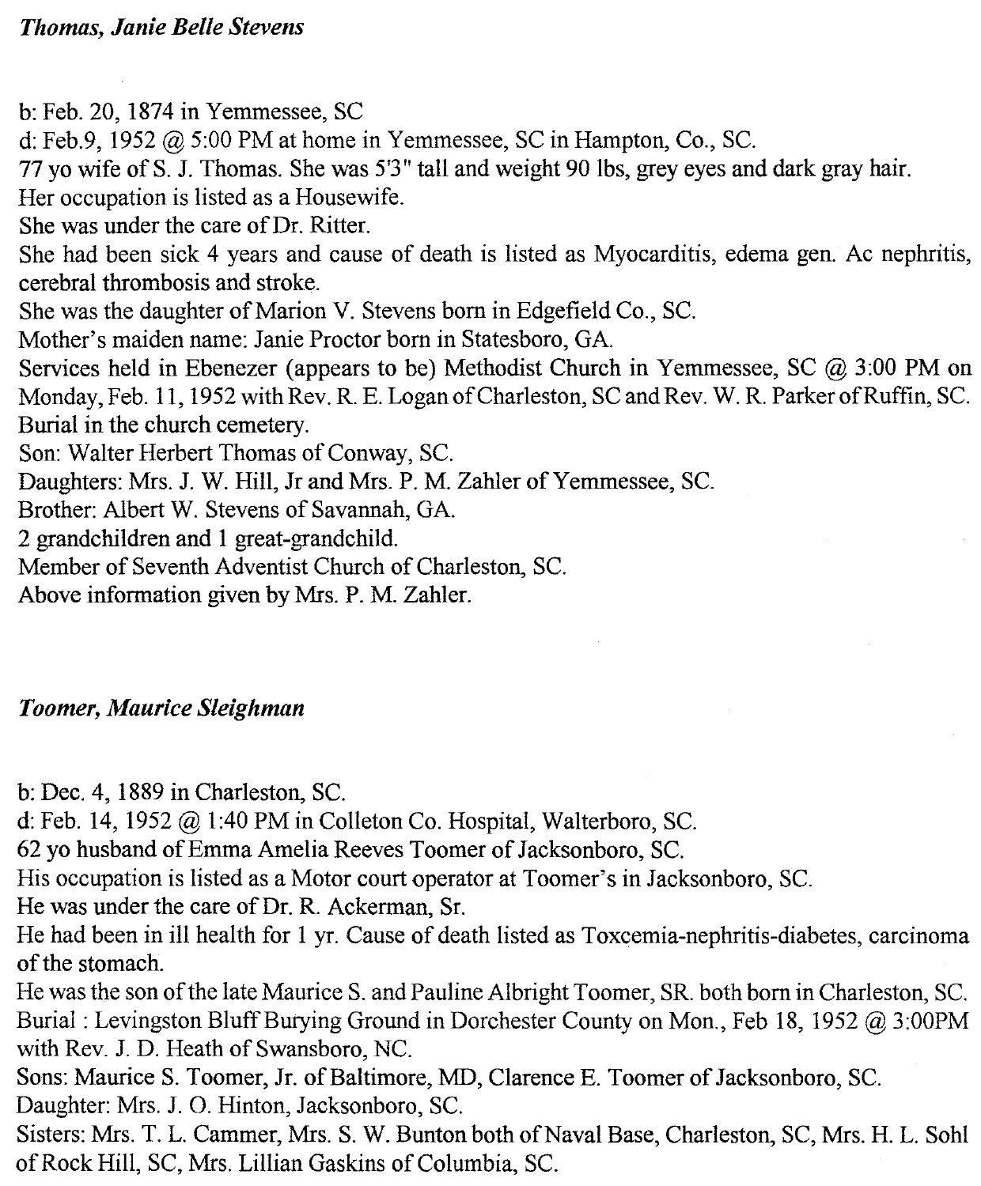***Thomas, Janie Belle Stevens***

b: Feb. 20, 1874 in Yemmessee, SC
d: Feb.9, 1952 @ 5:00 PM at home in Yemmessee, SC in Hampton, Co., SC.
77 yo wife of S. J. Thomas. She was 5'3" tall and weight 90 lbs, grey eyes and dark gray hair.
Her occupation is listed as a Housewife.
She was under the care of Dr. Ritter.
She had been sick 4 years and cause of death is listed as Myocarditis, edema gen. Ac nephritis, cerebral thrombosis and stroke.
She was the daughter of Marion V. Stevens born in Edgefield Co., SC.
Mother's maiden name: Janie Proctor born in Statesboro, GA.
Services held in Ebenezer (appears to be) Methodist Church in Yemmessee, SC @ 3:00 PM on Monday, Feb. 11, 1952 with Rev. R. E. Logan of Charleston, SC and Rev. W. R. Parker of Ruffin, SC.
Burial in the church cemetery.
Son: Walter Herbert Thomas of Conway, SC.
Daughters: Mrs. J. W. Hill, Jr and Mrs. P. M. Zahler of Yemmessee, SC.
Brother: Albert W. Stevens of Savannah, GA.
2 grandchildren and 1 great-grandchild.
Member of Seventh Adventist Church of Charleston, SC.
Above information given by Mrs. P. M. Zahler.

***Toomer, Maurice Sleighman***

b: Dec. 4, 1889 in Charleston, SC.
d: Feb. 14, 1952 @ 1:40 PM in Colleton Co. Hospital, Walterboro, SC.
62 yo husband of Emma Amelia Reeves Toomer of Jacksonboro, SC.
His occupation is listed as a Motor court operator at Toomer's in Jacksonboro, SC.
He was under the care of Dr. R. Ackerman, Sr.
He had been in ill health for 1 yr. Cause of death listed as Toxcemia-nephritis-diabetes, carcinoma of the stomach.
He was the son of the late Maurice S. and Pauline Albright Toomer, SR. both born in Charleston, SC.
Burial : Levingston Bluff Burying Ground in Dorchester County on Mon., Feb 18, 1952 @ 3:00PM with Rev. J. D. Heath of Swansboro, NC.
Sons: Maurice S. Toomer, Jr. of Baltimore, MD, Clarence E. Toomer of Jacksonboro, SC.
Daughter: Mrs. J. O. Hinton, Jacksonboro, SC.
Sisters: Mrs. T. L. Cammer, Mrs. S. W. Bunton both of Naval Base, Charleston, SC, Mrs. H. L. Sohl of Rock Hill, SC, Mrs. Lillian Gaskins of Columbia, SC.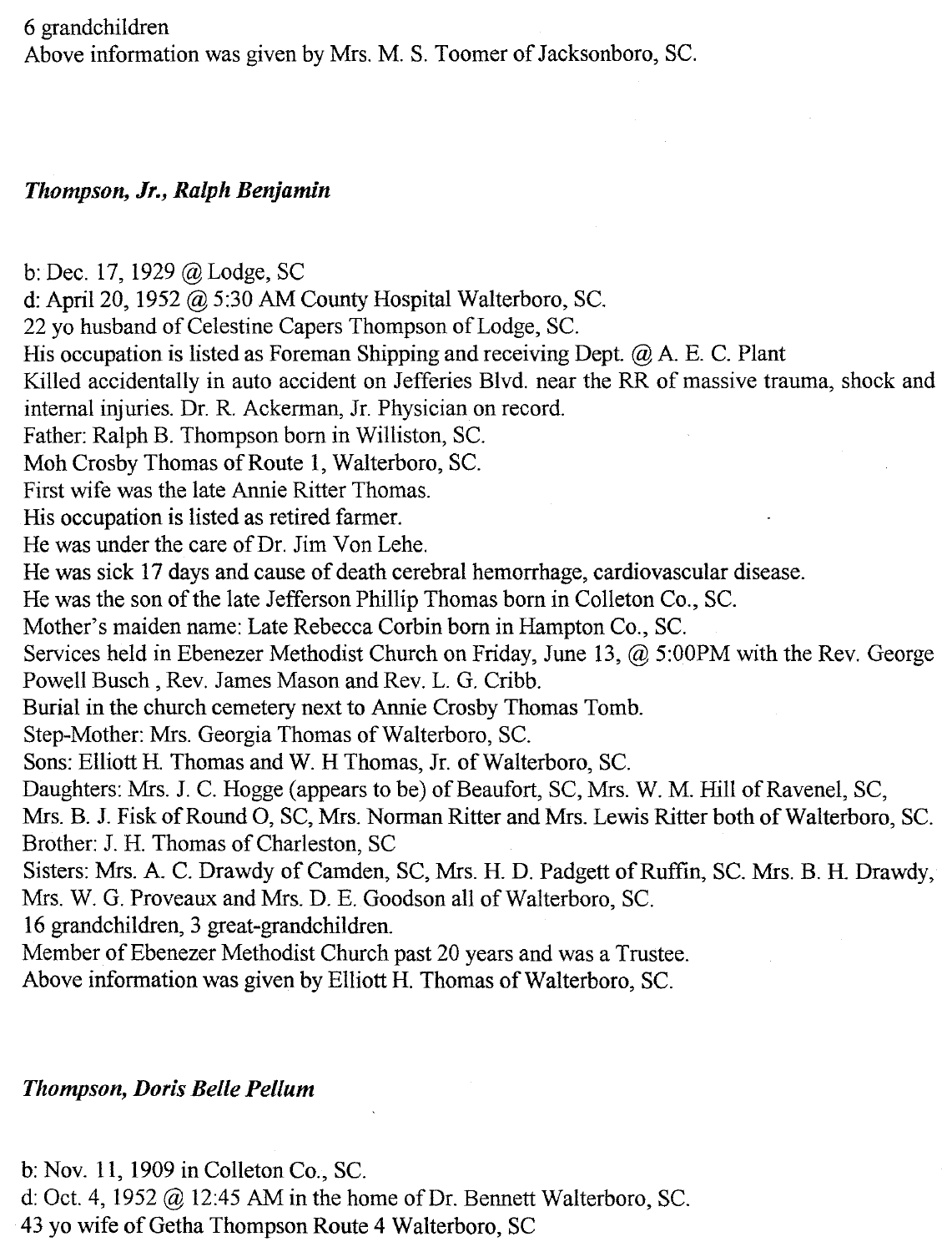6 grandchildren
Above information was given by Mrs. M. S. Toomer of Jacksonboro, SC.

***Thompson, Jr., Ralph Benjamin***

b: Dec. 17, 1929 @ Lodge, SC
d: April 20, 1952 @ 5:30 AM County Hospital Walterboro, SC.
22 yo husband of Celestine Capers Thompson of Lodge, SC.
His occupation is listed as Foreman Shipping and receiving Dept. @ A. E. C. Plant
Killed accidentally in auto accident on Jefferies Blvd. near the RR of massive trauma, shock and internal injuries. Dr. R. Ackerman, Jr. Physician on record.
Father: Ralph B. Thompson born in Williston, SC.
Moh Crosby Thomas of Route 1, Walterboro, SC.
First wife was the late Annie Ritter Thomas.
His occupation is listed as retired farmer.
He was under the care of Dr. Jim Von Lehe.
He was sick 17 days and cause of death cerebral hemorrhage, cardiovascular disease.
He was the son of the late Jefferson Phillip Thomas born in Colleton Co., SC.
Mother's maiden name: Late Rebecca Corbin born in Hampton Co., SC.
Services held in Ebenezer Methodist Church on Friday, June 13, @ 5:00PM with the Rev. George Powell Busch , Rev. James Mason and Rev. L. G. Cribb.
Burial in the church cemetery next to Annie Crosby Thomas Tomb.
Step-Mother: Mrs. Georgia Thomas of Walterboro, SC.
Sons: Elliott H. Thomas and W. H Thomas, Jr. of Walterboro, SC.
Daughters: Mrs. J. C. Hogge (appears to be) of Beaufort, SC, Mrs. W. M. Hill of Ravenel, SC, Mrs. B. J. Fisk of Round O, SC, Mrs. Norman Ritter and Mrs. Lewis Ritter both of Walterboro, SC.
Brother: J. H. Thomas of Charleston, SC
Sisters: Mrs. A. C. Drawdy of Camden, SC, Mrs. H. D. Padgett of Ruffin, SC. Mrs. B. H. Drawdy, Mrs. W. G. Proveaux and Mrs. D. E. Goodson all of Walterboro, SC.
16 grandchildren, 3 great-grandchildren.
Member of Ebenezer Methodist Church past 20 years and was a Trustee.
Above information was given by Elliott H. Thomas of Walterboro, SC.

***Thompson, Doris Belle Pellum***

b: Nov. 11, 1909 in Colleton Co., SC.
d: Oct. 4, 1952 @ 12:45 AM in the home of Dr. Bennett Walterboro, SC.
43 yo wife of Getha Thompson Route 4 Walterboro, SC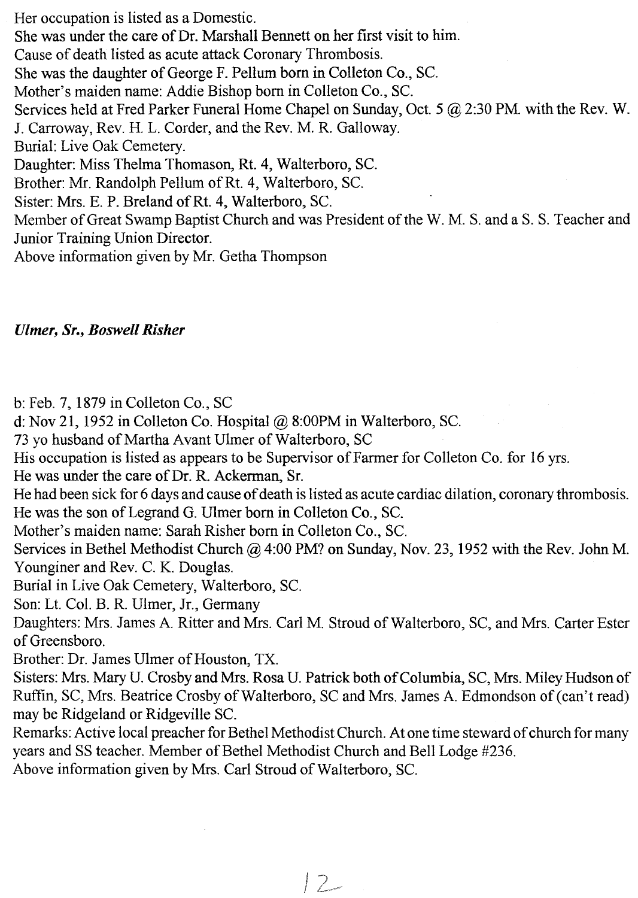Her occupation is listed as a Domestic.
She was under the care of Dr. Marshall Bennett on her first visit to him.
Cause of death listed as acute attack Coronary Thrombosis.
She was the daughter of George F. Pellum born in Colleton Co., SC.
Mother's maiden name: Addie Bishop born in Colleton Co., SC.
Services held at Fred Parker Funeral Home Chapel on Sunday, Oct. 5 @ 2:30 PM. with the Rev. W. J. Carroway, Rev. H. L. Corder, and the Rev. M. R. Galloway.
Burial: Live Oak Cemetery.
Daughter: Miss Thelma Thomason, Rt. 4, Walterboro, SC.
Brother: Mr. Randolph Pellum of Rt. 4, Walterboro, SC.
Sister: Mrs. E. P. Breland of Rt. 4, Walterboro, SC.
Member of Great Swamp Baptist Church and was President of the W. M. S. and a S. S. Teacher and Junior Training Union Director.
Above information given by Mr. Getha Thompson

***Ulmer, Sr., Boswell Risher***

b: Feb. 7, 1879 in Colleton Co., SC
d: Nov 21, 1952 in Colleton Co. Hospital @ 8:00PM in Walterboro, SC.
73 yo husband of Martha Avant Ulmer of Walterboro, SC
His occupation is listed as appears to be Supervisor of Farmer for Colleton Co. for 16 yrs.
He was under the care of Dr. R. Ackerman, Sr.
He had been sick for 6 days and cause of death is listed as acute cardiac dilation, coronary thrombosis.
He was the son of Legrand G. Ulmer born in Colleton Co., SC.
Mother's maiden name: Sarah Risher born in Colleton Co., SC.
Services in Bethel Methodist Church @ 4:00 PM? on Sunday, Nov. 23, 1952 with the Rev. John M. Younginer and Rev. C. K. Douglas.
Burial in Live Oak Cemetery, Walterboro, SC.
Son: Lt. Col. B. R. Ulmer, Jr., Germany
Daughters: Mrs. James A. Ritter and Mrs. Carl M. Stroud of Walterboro, SC, and Mrs. Carter Ester of Greensboro.
Brother: Dr. James Ulmer of Houston, TX.
Sisters: Mrs. Mary U. Crosby and Mrs. Rosa U. Patrick both of Columbia, SC, Mrs. Miley Hudson of Ruffin, SC, Mrs. Beatrice Crosby of Walterboro, SC and Mrs. James A. Edmondson of (can't read) may be Ridgeland or Ridgeville SC.
Remarks: Active local preacher for Bethel Methodist Church. At one time steward of church for many years and SS teacher. Member of Bethel Methodist Church and Bell Lodge #236.
Above information given by Mrs. Carl Stroud of Walterboro, SC.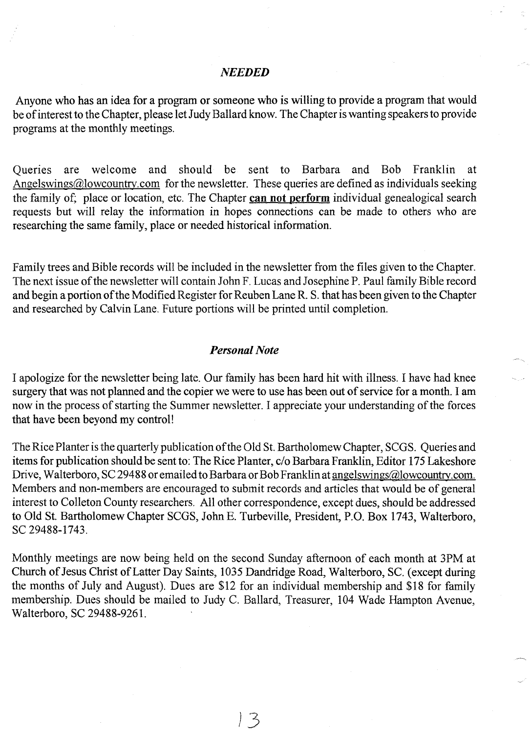## *NEEDED*

Anyone who has an idea for a program or someone who is willing to provide a program that would be of interest to the Chapter, please let Judy Ballard know. The Chapter is wanting speakers to provide programs at the monthly meetings.

Queries are welcome and should be sent to Barbara and Bob Franklin at Angelswings@lowcountry.com for the newsletter. These queries are defined as individuals seeking the family of; place or location, etc. The Chapter **can not perform** individual genealogical search requests but will relay the information in hopes connections can be made to others who are researching the same family, place or needed historical information.

Family trees and Bible records will be included in the newsletter from the files given to the Chapter. The next issue of the newsletter will contain John F. Lucas and Josephine P. Paul family Bible record and begin a portion of the Modified Register for Reuben Lane R. S. that has been given to the Chapter and researched by Calvin Lane. Future portions will be printed until completion.

## *Personal Note*

I apologize for the newsletter being late. Our family has been hard hit with illness. I have had knee surgery that was not planned and the copier we were to use has been out of service for a month. I am now in the process of starting the Summer newsletter. I appreciate your understanding of the forces that have been beyond my control!

The Rice Planter is the quarterly publication of the Old St. Bartholomew Chapter, SCGS. Queries and items for publication should be sent to: The Rice Planter, c/o Barbara Franklin, Editor 175 Lakeshore Drive, Walterboro, SC 29488 or emailed to Barbara or Bob Franklin at angelswings@lowcountry.com. Members and non-members are encouraged to submit records and articles that would be of general interest to Colleton County researchers. All other correspondence, except dues, should be addressed to Old St. Bartholomew Chapter SCGS, John E. Turbeville, President, P.O. Box 1743, Walterboro, SC 29488-1743.

Monthly meetings are now being held on the second Sunday afternoon of each month at 3PM at Church of Jesus Christ of Latter Day Saints, 1035 Dandridge Road, Walterboro, SC. (except during the months of July and August). Dues are $12 for an individual membership and $18 for family membership. Dues should be mailed to Judy C. Ballard, Treasurer, 104 Wade Hampton Avenue, Walterboro, SC 29488-9261.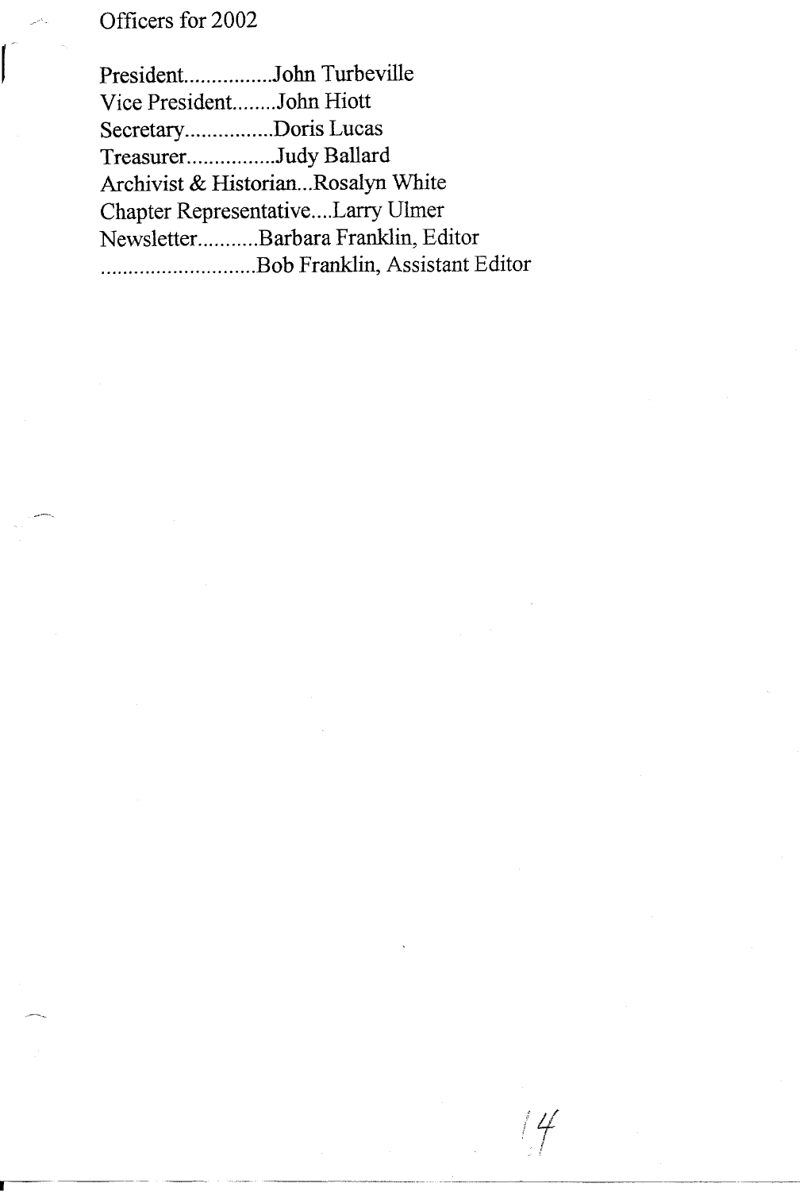Officers for 2002

President................John Turbeville
Vice President........John Hiott
Secretary................Doris Lucas
Treasurer................Judy Ballard
Archivist & Historian...Rosalyn White
Chapter Representative....Larry Ulmer
Newsletter...........Barbara Franklin, Editor
............................Bob Franklin, Assistant Editor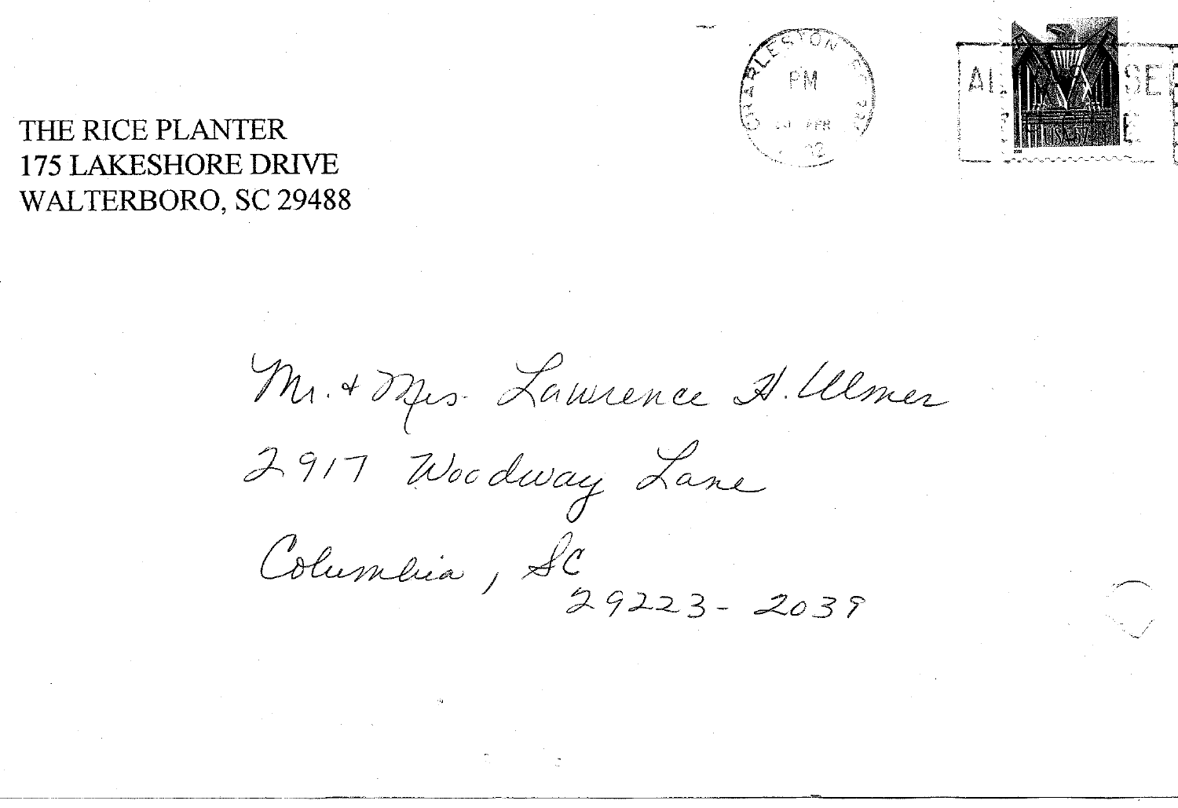THE RICE PLANTER
175 LAKESHORE DRIVE
WALTERBORO, SC 29488

CHARLESTON
PM

Mr. + Mrs. Lawrence H. Ulmer
2917 Woodway Lane
Columbia, SC
29223-2039